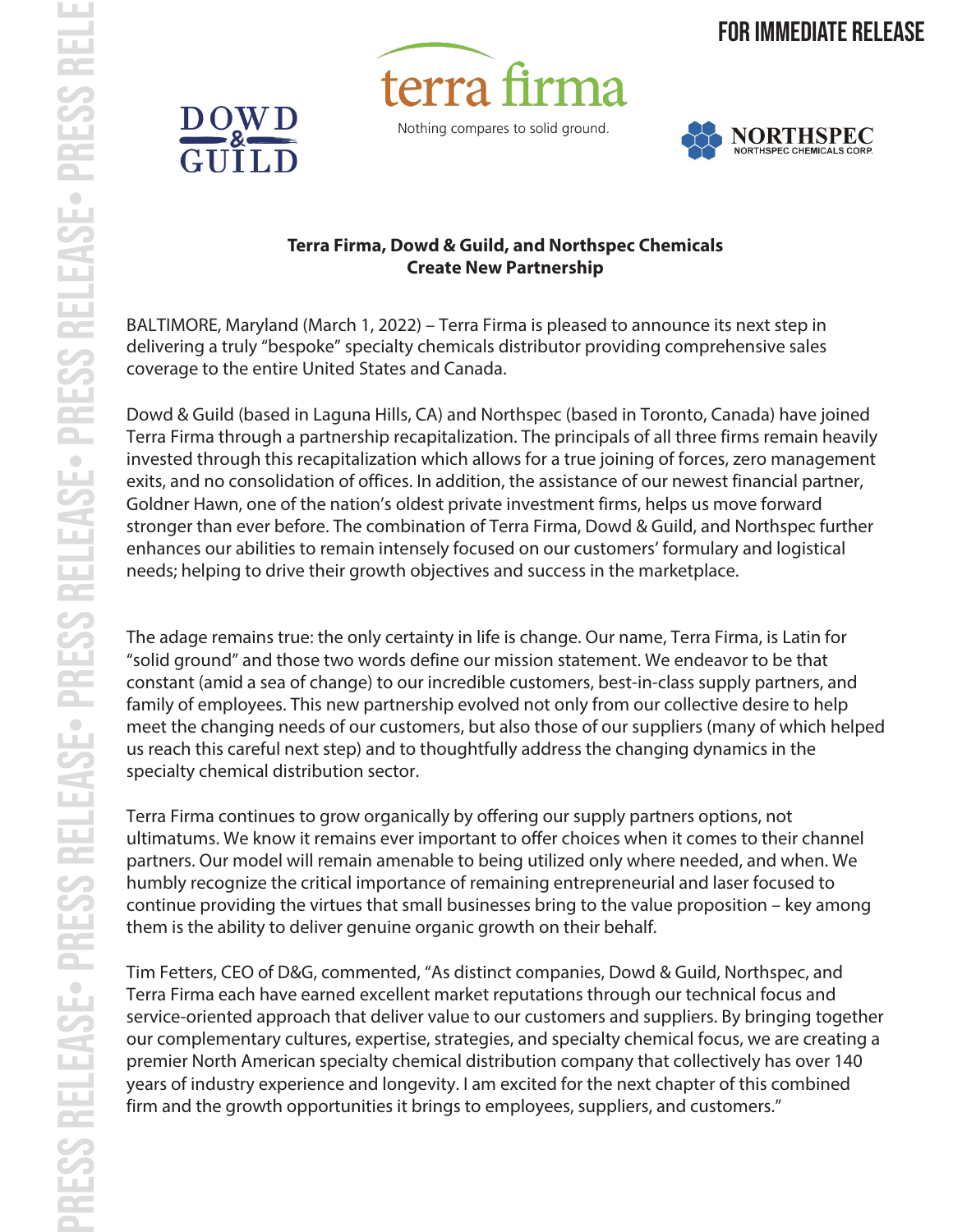FOR IMMEDIATE RELEASE

DOWD & GUILD

terra firma

Nothing compares to solid ground.

NORTHSPEC
NORTHSPEC CHEMICALS CORP.

**Terra Firma, Dowd & Guild, and Northspec Chemicals Create New Partnership**

BALTIMORE, Maryland (March 1, 2022) – Terra Firma is pleased to announce its next step in delivering a truly "bespoke" specialty chemicals distributor providing comprehensive sales coverage to the entire United States and Canada.

Dowd & Guild (based in Laguna Hills, CA) and Northspec (based in Toronto, Canada) have joined Terra Firma through a partnership recapitalization. The principals of all three firms remain heavily invested through this recapitalization which allows for a true joining of forces, zero management exits, and no consolidation of offices. In addition, the assistance of our newest financial partner, Goldner Hawn, one of the nation's oldest private investment firms, helps us move forward stronger than ever before. The combination of Terra Firma, Dowd & Guild, and Northspec further enhances our abilities to remain intensely focused on our customers' formulary and logistical needs; helping to drive their growth objectives and success in the marketplace.

The adage remains true: the only certainty in life is change. Our name, Terra Firma, is Latin for "solid ground" and those two words define our mission statement. We endeavor to be that constant (amid a sea of change) to our incredible customers, best-in-class supply partners, and family of employees. This new partnership evolved not only from our collective desire to help meet the changing needs of our customers, but also those of our suppliers (many of which helped us reach this careful next step) and to thoughtfully address the changing dynamics in the specialty chemical distribution sector.

Terra Firma continues to grow organically by offering our supply partners options, not ultimatums. We know it remains ever important to offer choices when it comes to their channel partners. Our model will remain amenable to being utilized only where needed, and when. We humbly recognize the critical importance of remaining entrepreneurial and laser focused to continue providing the virtues that small businesses bring to the value proposition – key among them is the ability to deliver genuine organic growth on their behalf.

Tim Fetters, CEO of D&G, commented, "As distinct companies, Dowd & Guild, Northspec, and Terra Firma each have earned excellent market reputations through our technical focus and service-oriented approach that deliver value to our customers and suppliers. By bringing together our complementary cultures, expertise, strategies, and specialty chemical focus, we are creating a premier North American specialty chemical distribution company that collectively has over 140 years of industry experience and longevity. I am excited for the next chapter of this combined firm and the growth opportunities it brings to employees, suppliers, and customers."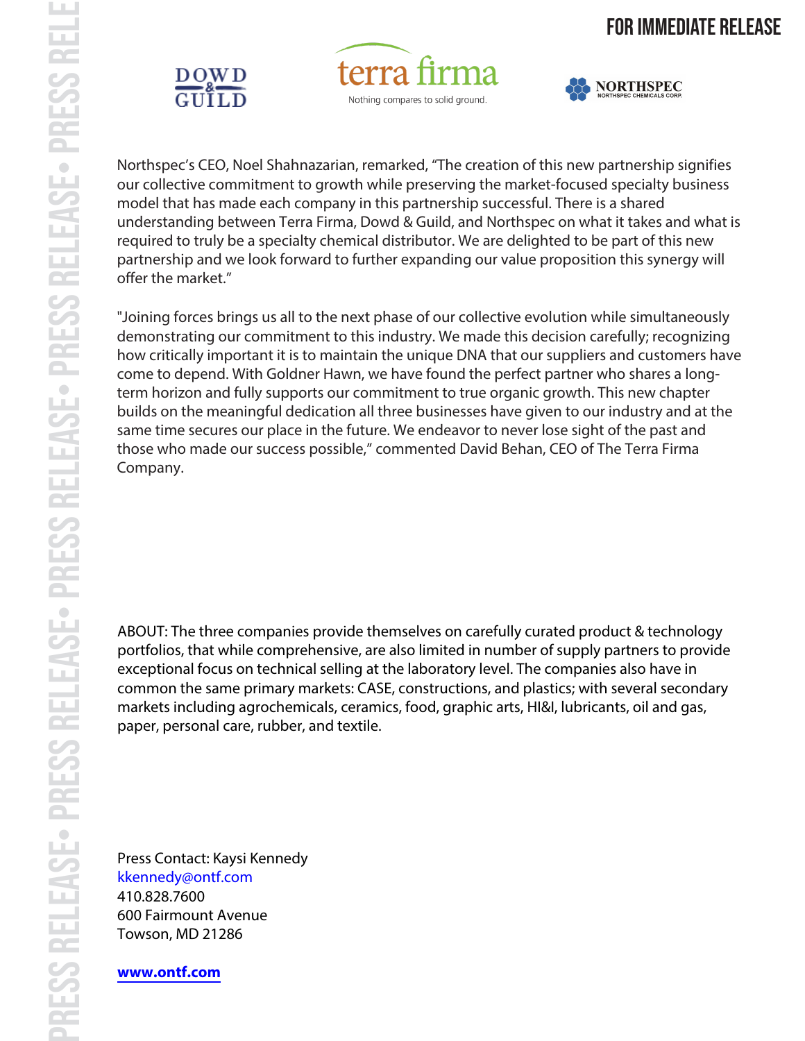FOR IMMEDIATE RELEASE

Northspec's CEO, Noel Shahnazarian, remarked, "The creation of this new partnership signifies our collective commitment to growth while preserving the market-focused specialty business model that has made each company in this partnership successful. There is a shared understanding between Terra Firma, Dowd & Guild, and Northspec on what it takes and what is required to truly be a specialty chemical distributor. We are delighted to be part of this new partnership and we look forward to further expanding our value proposition this synergy will offer the market."

"Joining forces brings us all to the next phase of our collective evolution while simultaneously demonstrating our commitment to this industry. We made this decision carefully; recognizing how critically important it is to maintain the unique DNA that our suppliers and customers have come to depend. With Goldner Hawn, we have found the perfect partner who shares a long-term horizon and fully supports our commitment to true organic growth. This new chapter builds on the meaningful dedication all three businesses have given to our industry and at the same time secures our place in the future. We endeavor to never lose sight of the past and those who made our success possible," commented David Behan, CEO of The Terra Firma Company.

ABOUT: The three companies provide themselves on carefully curated product & technology portfolios, that while comprehensive, are also limited in number of supply partners to provide exceptional focus on technical selling at the laboratory level. The companies also have in common the same primary markets: CASE, constructions, and plastics; with several secondary markets including agrochemicals, ceramics, food, graphic arts, HI&I, lubricants, oil and gas, paper, personal care, rubber, and textile.

Press Contact: Kaysi Kennedy
kkennedy@ontf.com
410.828.7600
600 Fairmount Avenue
Towson, MD 21286

**www.ontf.com**